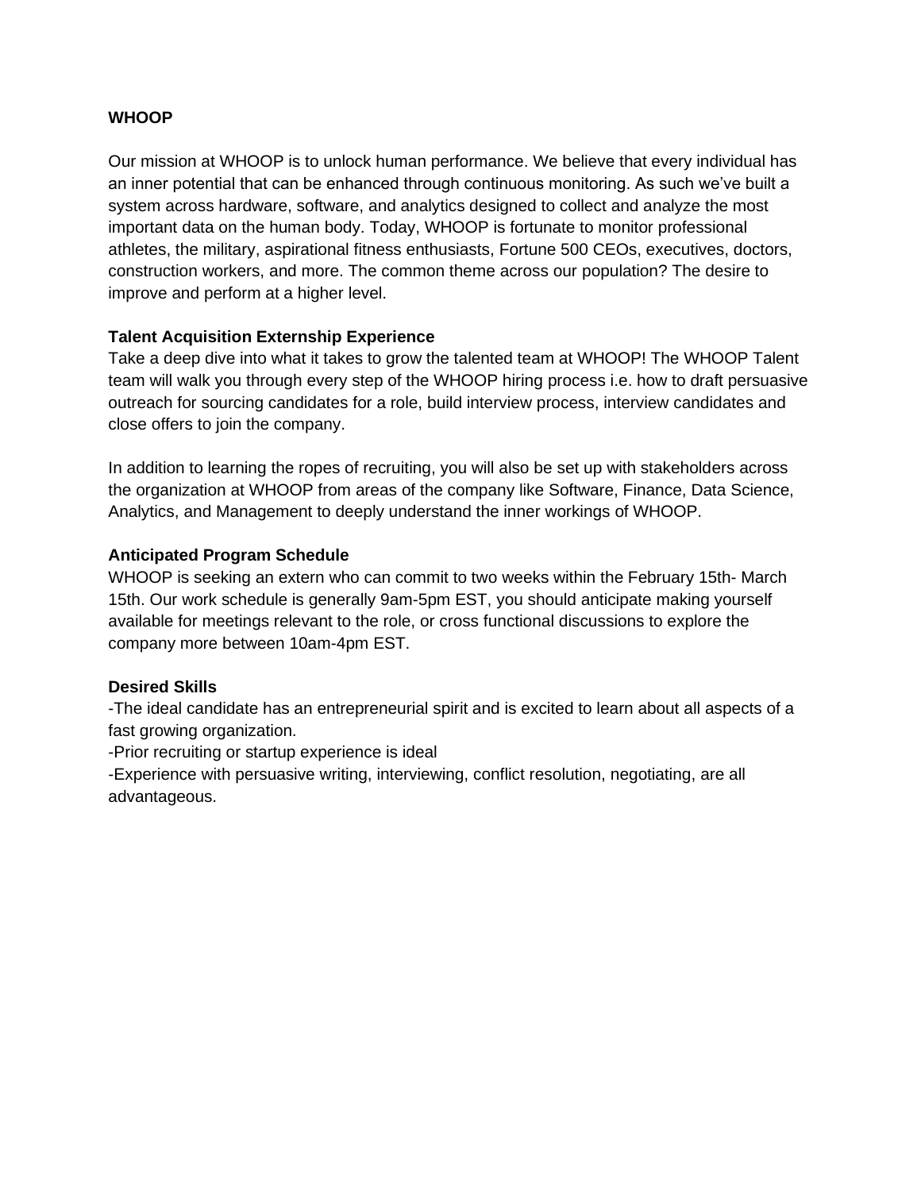**WHOOP**

Our mission at WHOOP is to unlock human performance. We believe that every individual has an inner potential that can be enhanced through continuous monitoring. As such we've built a system across hardware, software, and analytics designed to collect and analyze the most important data on the human body. Today, WHOOP is fortunate to monitor professional athletes, the military, aspirational fitness enthusiasts, Fortune 500 CEOs, executives, doctors, construction workers, and more. The common theme across our population? The desire to improve and perform at a higher level.

**Talent Acquisition Externship Experience**

Take a deep dive into what it takes to grow the talented team at WHOOP! The WHOOP Talent team will walk you through every step of the WHOOP hiring process i.e. how to draft persuasive outreach for sourcing candidates for a role, build interview process, interview candidates and close offers to join the company.

In addition to learning the ropes of recruiting, you will also be set up with stakeholders across the organization at WHOOP from areas of the company like Software, Finance, Data Science, Analytics, and Management to deeply understand the inner workings of WHOOP.

**Anticipated Program Schedule**

WHOOP is seeking an extern who can commit to two weeks within the February 15th- March 15th. Our work schedule is generally 9am-5pm EST, you should anticipate making yourself available for meetings relevant to the role, or cross functional discussions to explore the company more between 10am-4pm EST.

**Desired Skills**

-The ideal candidate has an entrepreneurial spirit and is excited to learn about all aspects of a fast growing organization.

-Prior recruiting or startup experience is ideal

-Experience with persuasive writing, interviewing, conflict resolution, negotiating, are all advantageous.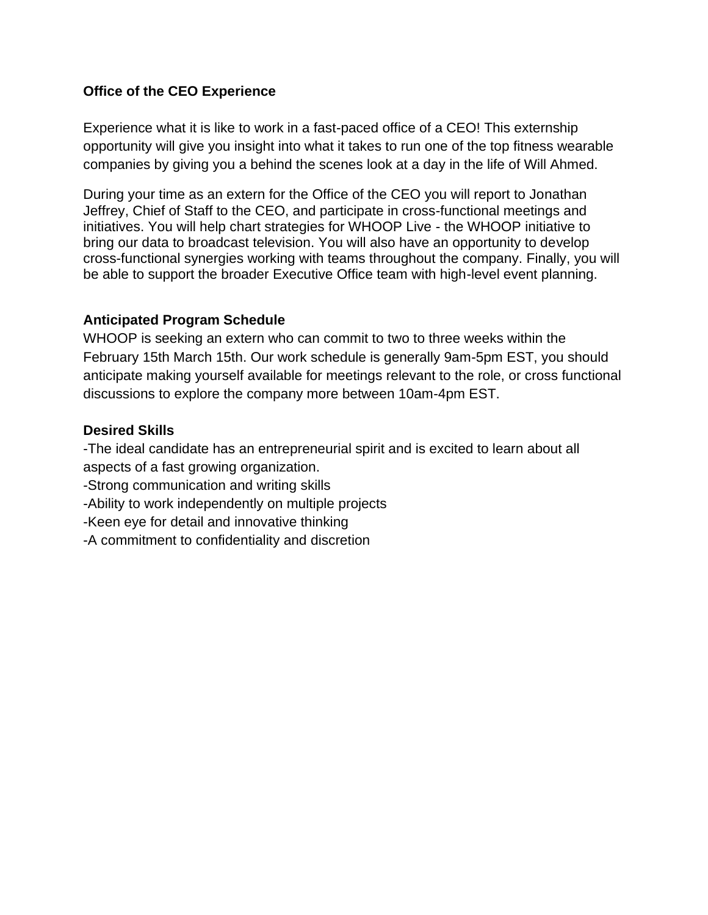**Office of the CEO Experience**

Experience what it is like to work in a fast-paced office of a CEO! This externship opportunity will give you insight into what it takes to run one of the top fitness wearable companies by giving you a behind the scenes look at a day in the life of Will Ahmed.

During your time as an extern for the Office of the CEO you will report to Jonathan Jeffrey, Chief of Staff to the CEO, and participate in cross-functional meetings and initiatives. You will help chart strategies for WHOOP Live - the WHOOP initiative to bring our data to broadcast television. You will also have an opportunity to develop cross-functional synergies working with teams throughout the company. Finally, you will be able to support the broader Executive Office team with high-level event planning.

**Anticipated Program Schedule**

WHOOP is seeking an extern who can commit to two to three weeks within the February 15th March 15th. Our work schedule is generally 9am-5pm EST, you should anticipate making yourself available for meetings relevant to the role, or cross functional discussions to explore the company more between 10am-4pm EST.

**Desired Skills**

-The ideal candidate has an entrepreneurial spirit and is excited to learn about all aspects of a fast growing organization.
-Strong communication and writing skills
-Ability to work independently on multiple projects
-Keen eye for detail and innovative thinking
-A commitment to confidentiality and discretion